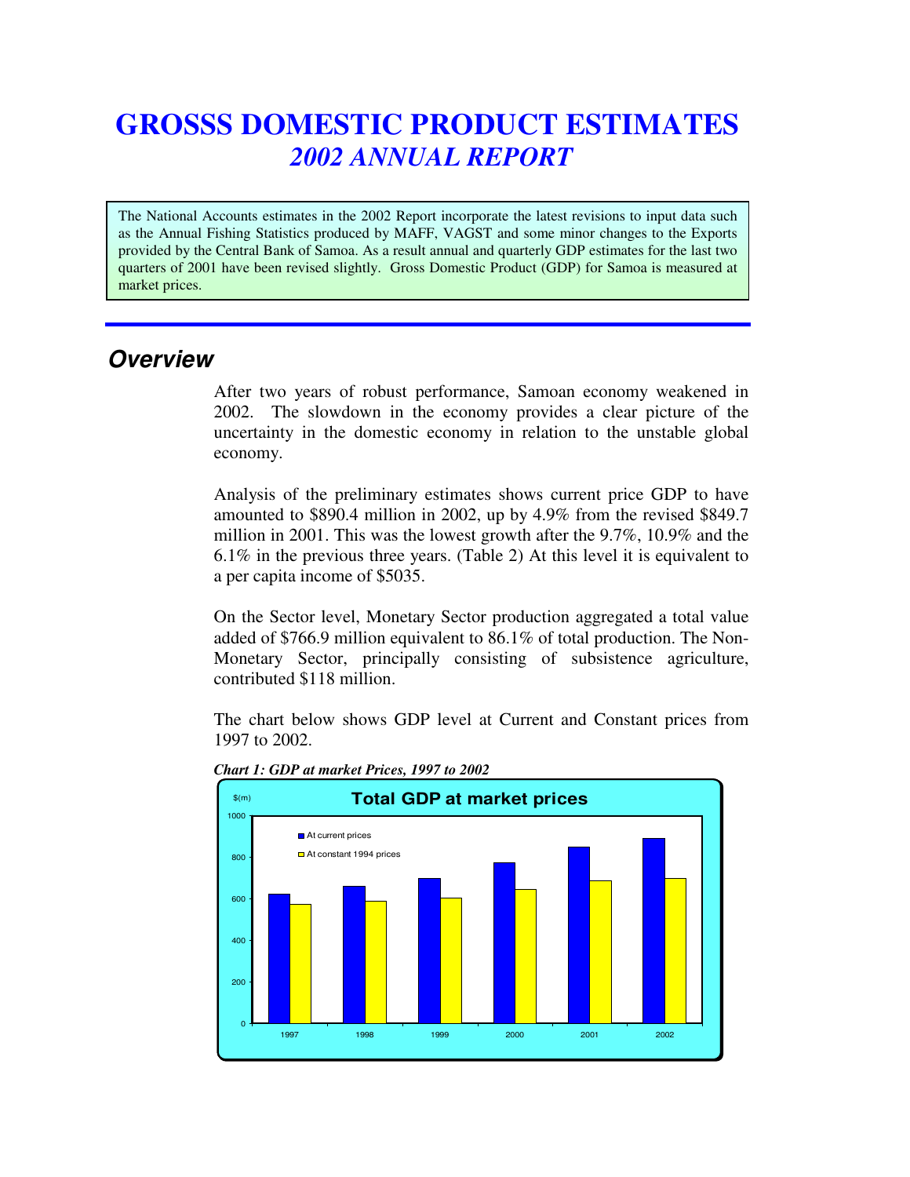# GROSSS DOMESTIC PRODUCT ESTIMATES
## *2002 ANNUAL REPORT*

The National Accounts estimates in the 2002 Report incorporate the latest revisions to input data such as the Annual Fishing Statistics produced by MAFF, VAGST and some minor changes to the Exports provided by the Central Bank of Samoa. As a result annual and quarterly GDP estimates for the last two quarters of 2001 have been revised slightly. Gross Domestic Product (GDP) for Samoa is measured at market prices.

## *Overview*

After two years of robust performance, Samoan economy weakened in 2002. The slowdown in the economy provides a clear picture of the uncertainty in the domestic economy in relation to the unstable global economy.

Analysis of the preliminary estimates shows current price GDP to have amounted to $890.4 million in 2002, up by 4.9% from the revised $849.7 million in 2001. This was the lowest growth after the 9.7%, 10.9% and the 6.1% in the previous three years. (Table 2) At this level it is equivalent to a per capita income of $5035.

On the Sector level, Monetary Sector production aggregated a total value added of $766.9 million equivalent to 86.1% of total production. The Non-Monetary Sector, principally consisting of subsistence agriculture, contributed $118 million.

The chart below shows GDP level at Current and Constant prices from 1997 to 2002.

***Chart 1: GDP at market Prices, 1997 to 2002***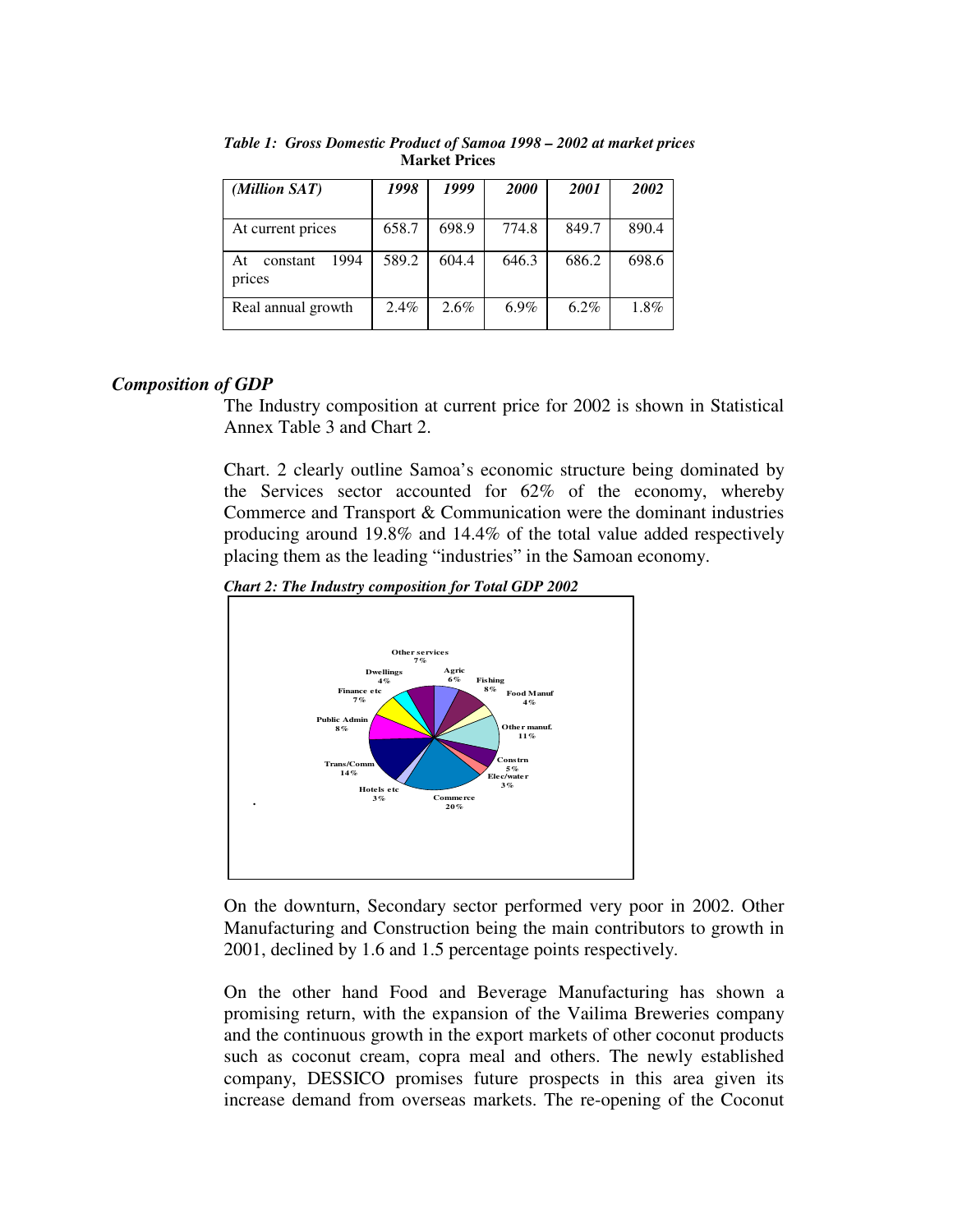*Table 1: Gross Domestic Product of Samoa 1998 – 2002 at market prices*
**Market Prices**

| *(Million SAT)* | *1998* | *1999* | *2000* | *2001* | *2002* |
|---|---|---|---|---|---|
| At current prices | 658.7 | 698.9 | 774.8 | 849.7 | 890.4 |
| At constant 1994 prices | 589.2 | 604.4 | 646.3 | 686.2 | 698.6 |
| Real annual growth | 2.4% | 2.6% | 6.9% | 6.2% | 1.8% |

### *Composition of GDP*

The Industry composition at current price for 2002 is shown in Statistical Annex Table 3 and Chart 2.

Chart. 2 clearly outline Samoa's economic structure being dominated by the Services sector accounted for 62% of the economy, whereby Commerce and Transport & Communication were the dominant industries producing around 19.8% and 14.4% of the total value added respectively placing them as the leading "industries" in the Samoan economy.

***Chart 2: The Industry composition for Total GDP 2002***

Other services 7%, Agric 6%, Fishing 8%, Food Manuf 4%, Other manuf. 11%, Constrn 5%, Elec/water 3%, Commerce 20%, Hotels etc 3%, Trans/Comm 14%, Public Admin 8%, Finance etc 7%, Dwellings 4%

On the downturn, Secondary sector performed very poor in 2002. Other Manufacturing and Construction being the main contributors to growth in 2001, declined by 1.6 and 1.5 percentage points respectively.

On the other hand Food and Beverage Manufacturing has shown a promising return, with the expansion of the Vailima Breweries company and the continuous growth in the export markets of other coconut products such as coconut cream, copra meal and others. The newly established company, DESSICO promises future prospects in this area given its increase demand from overseas markets. The re-opening of the Coconut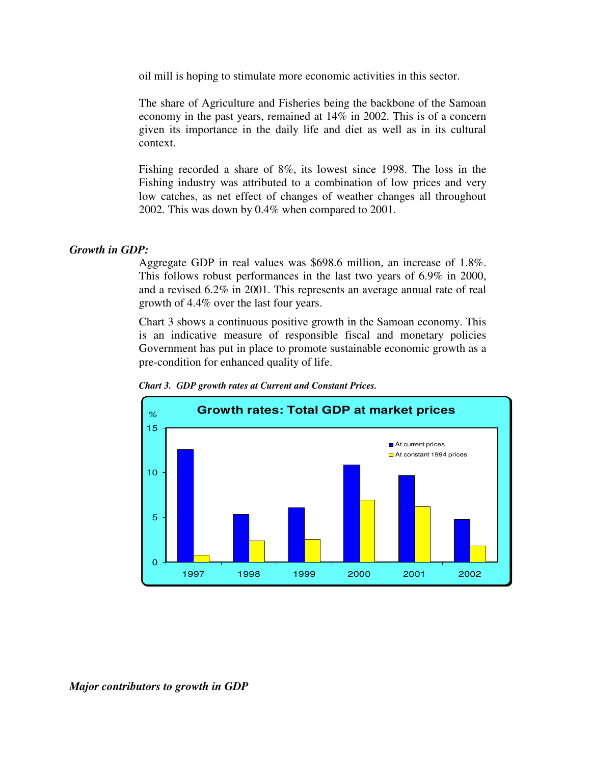oil mill is hoping to stimulate more economic activities in this sector.

The share of Agriculture and Fisheries being the backbone of the Samoan economy in the past years, remained at 14% in 2002. This is of a concern given its importance in the daily life and diet as well as in its cultural context.

Fishing recorded a share of 8%, its lowest since 1998. The loss in the Fishing industry was attributed to a combination of low prices and very low catches, as net effect of changes of weather changes all throughout 2002. This was down by 0.4% when compared to 2001.

### *Growth in GDP:*

Aggregate GDP in real values was $698.6 million, an increase of 1.8%. This follows robust performances in the last two years of 6.9% in 2000, and a revised 6.2% in 2001. This represents an average annual rate of real growth of 4.4% over the last four years.

Chart 3 shows a continuous positive growth in the Samoan economy. This is an indicative measure of responsible fiscal and monetary policies Government has put in place to promote sustainable economic growth as a pre-condition for enhanced quality of life.

***Chart 3. GDP growth rates at Current and Constant Prices.***

Growth rates: Total GDP at market prices

### *Major contributors to growth in GDP*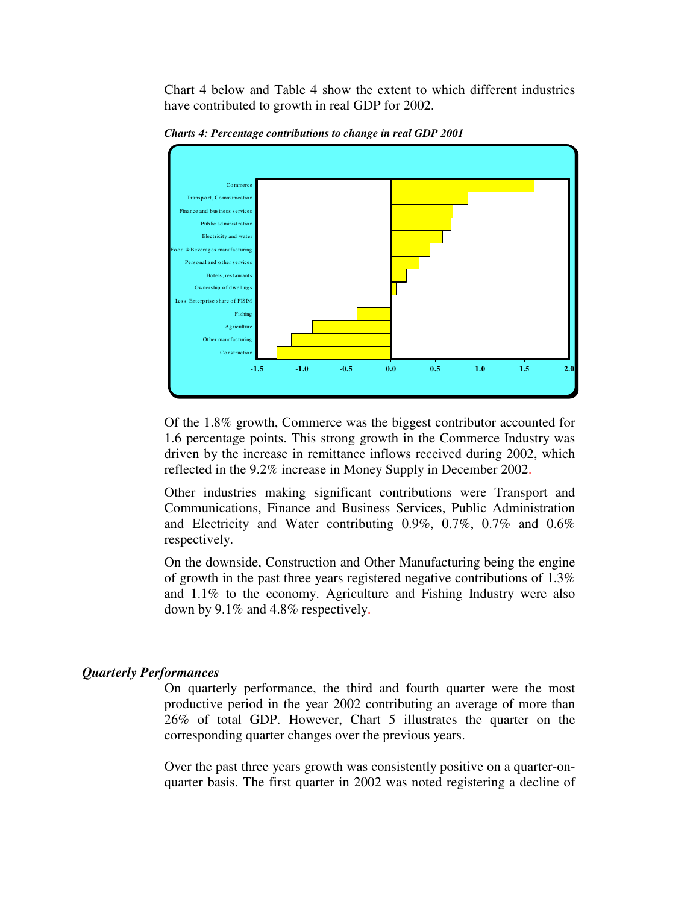Chart 4 below and Table 4 show the extent to which different industries have contributed to growth in real GDP for 2002.

***Charts 4: Percentage contributions to change in real GDP 2001***

Of the 1.8% growth, Commerce was the biggest contributor accounted for 1.6 percentage points. This strong growth in the Commerce Industry was driven by the increase in remittance inflows received during 2002, which reflected in the 9.2% increase in Money Supply in December 2002.

Other industries making significant contributions were Transport and Communications, Finance and Business Services, Public Administration and Electricity and Water contributing 0.9%, 0.7%, 0.7% and 0.6% respectively.

On the downside, Construction and Other Manufacturing being the engine of growth in the past three years registered negative contributions of 1.3% and 1.1% to the economy. Agriculture and Fishing Industry were also down by 9.1% and 4.8% respectively.

### *Quarterly Performances*

On quarterly performance, the third and fourth quarter were the most productive period in the year 2002 contributing an average of more than 26% of total GDP. However, Chart 5 illustrates the quarter on the corresponding quarter changes over the previous years.

Over the past three years growth was consistently positive on a quarter-on-quarter basis. The first quarter in 2002 was noted registering a decline of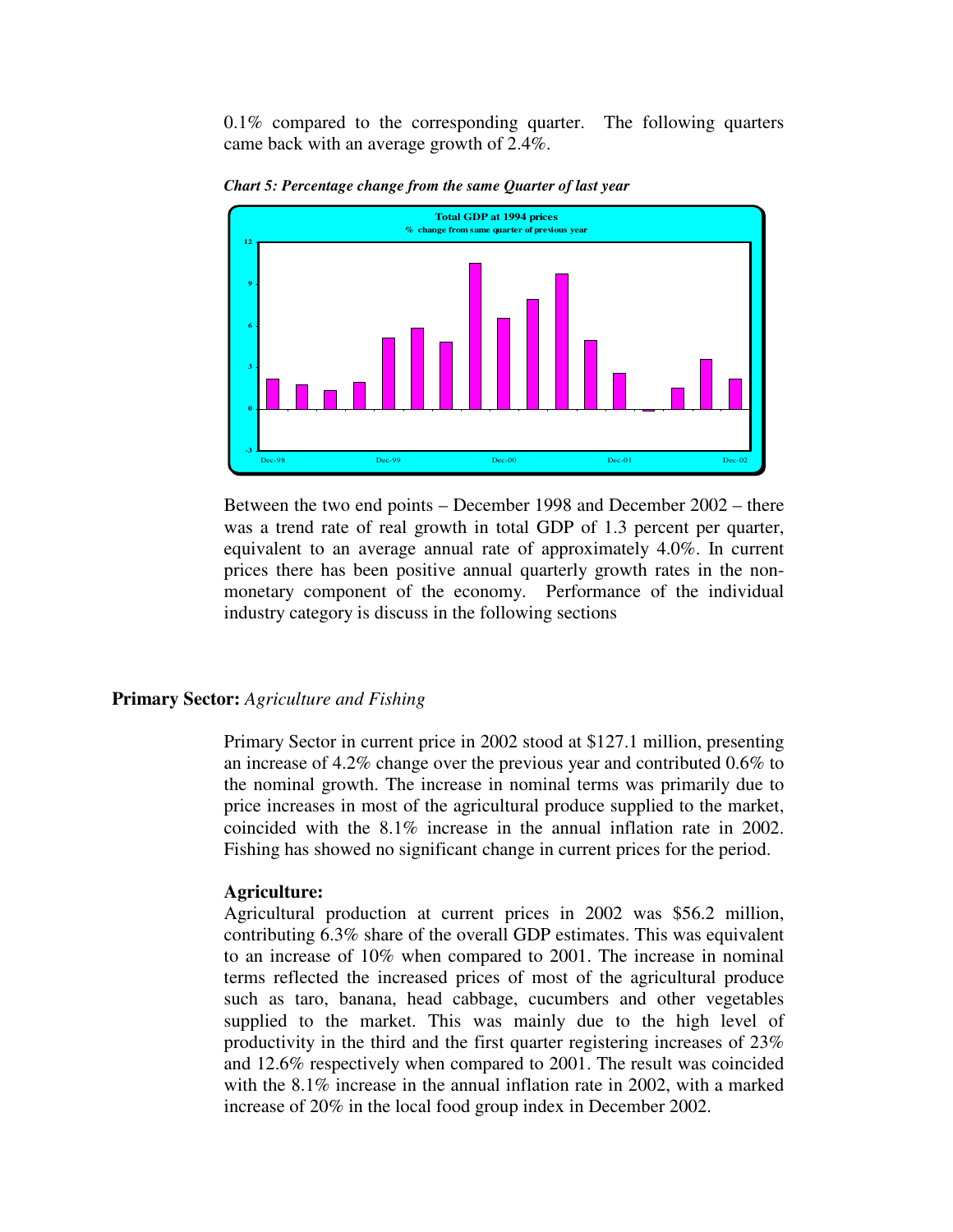0.1% compared to the corresponding quarter. The following quarters came back with an average growth of 2.4%.

*Chart 5: Percentage change from the same Quarter of last year*

Between the two end points – December 1998 and December 2002 – there was a trend rate of real growth in total GDP of 1.3 percent per quarter, equivalent to an average annual rate of approximately 4.0%. In current prices there has been positive annual quarterly growth rates in the non-monetary component of the economy. Performance of the individual industry category is discuss in the following sections

## Primary Sector: *Agriculture and Fishing*

Primary Sector in current price in 2002 stood at $127.1 million, presenting an increase of 4.2% change over the previous year and contributed 0.6% to the nominal growth. The increase in nominal terms was primarily due to price increases in most of the agricultural produce supplied to the market, coincided with the 8.1% increase in the annual inflation rate in 2002. Fishing has showed no significant change in current prices for the period.

### Agriculture:

Agricultural production at current prices in 2002 was $56.2 million, contributing 6.3% share of the overall GDP estimates. This was equivalent to an increase of 10% when compared to 2001. The increase in nominal terms reflected the increased prices of most of the agricultural produce such as taro, banana, head cabbage, cucumbers and other vegetables supplied to the market. This was mainly due to the high level of productivity in the third and the first quarter registering increases of 23% and 12.6% respectively when compared to 2001. The result was coincided with the 8.1% increase in the annual inflation rate in 2002, with a marked increase of 20% in the local food group index in December 2002.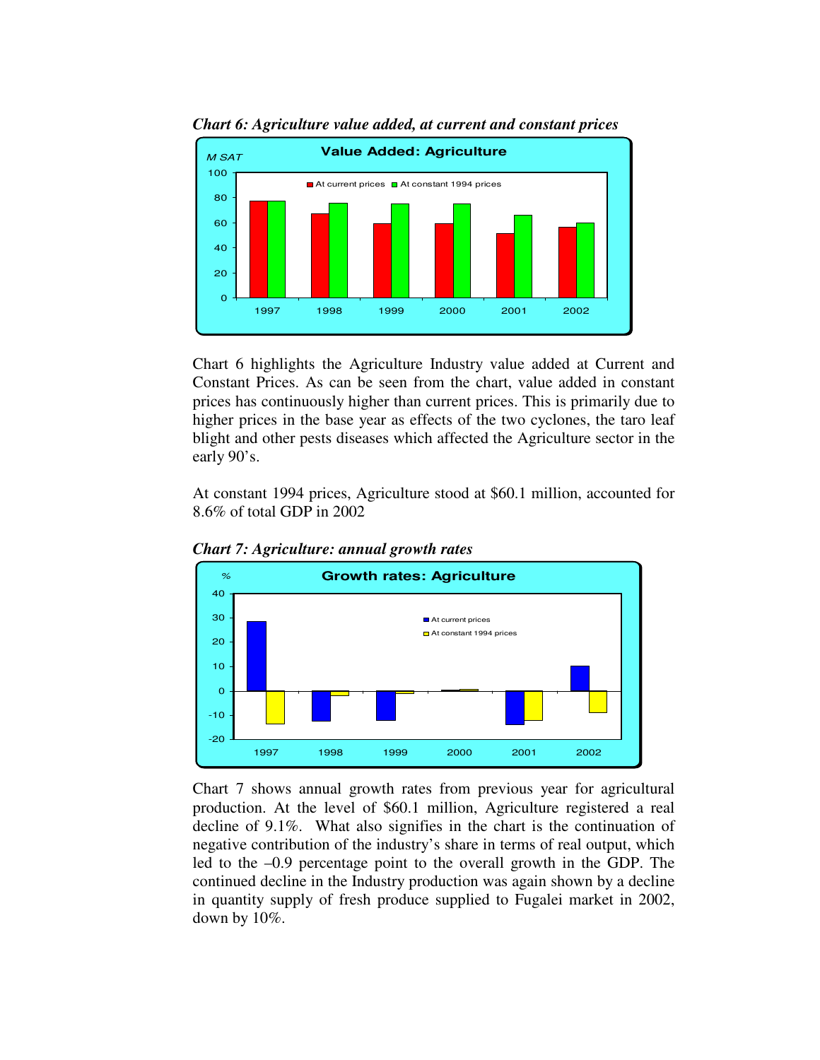*Chart 6: Agriculture value added, at current and constant prices*

Chart 6 highlights the Agriculture Industry value added at Current and Constant Prices. As can be seen from the chart, value added in constant prices has continuously higher than current prices. This is primarily due to higher prices in the base year as effects of the two cyclones, the taro leaf blight and other pests diseases which affected the Agriculture sector in the early 90's.

At constant 1994 prices, Agriculture stood at $60.1 million, accounted for 8.6% of total GDP in 2002

*Chart 7: Agriculture: annual growth rates*

Chart 7 shows annual growth rates from previous year for agricultural production. At the level of $60.1 million, Agriculture registered a real decline of 9.1%. What also signifies in the chart is the continuation of negative contribution of the industry's share in terms of real output, which led to the –0.9 percentage point to the overall growth in the GDP. The continued decline in the Industry production was again shown by a decline in quantity supply of fresh produce supplied to Fugalei market in 2002, down by 10%.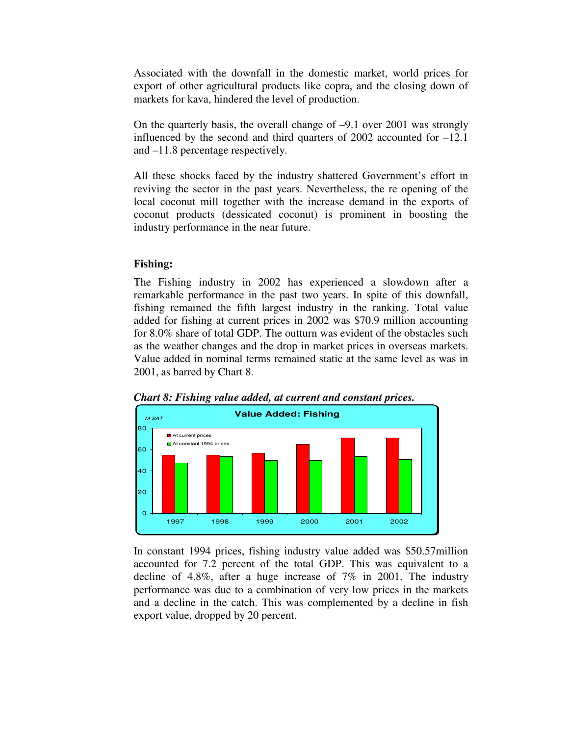Associated with the downfall in the domestic market, world prices for export of other agricultural products like copra, and the closing down of markets for kava, hindered the level of production.

On the quarterly basis, the overall change of –9.1 over 2001 was strongly influenced by the second and third quarters of 2002 accounted for –12.1 and –11.8 percentage respectively.

All these shocks faced by the industry shattered Government's effort in reviving the sector in the past years. Nevertheless, the re opening of the local coconut mill together with the increase demand in the exports of coconut products (dessicated coconut) is prominent in boosting the industry performance in the near future.

**Fishing:**

The Fishing industry in 2002 has experienced a slowdown after a remarkable performance in the past two years. In spite of this downfall, fishing remained the fifth largest industry in the ranking. Total value added for fishing at current prices in 2002 was $70.9 million accounting for 8.0% share of total GDP. The outturn was evident of the obstacles such as the weather changes and the drop in market prices in overseas markets. Value added in nominal terms remained static at the same level as was in 2001, as barred by Chart 8.

***Chart 8: Fishing value added, at current and constant prices.***

In constant 1994 prices, fishing industry value added was $50.57million accounted for 7.2 percent of the total GDP. This was equivalent to a decline of 4.8%, after a huge increase of 7% in 2001. The industry performance was due to a combination of very low prices in the markets and a decline in the catch. This was complemented by a decline in fish export value, dropped by 20 percent.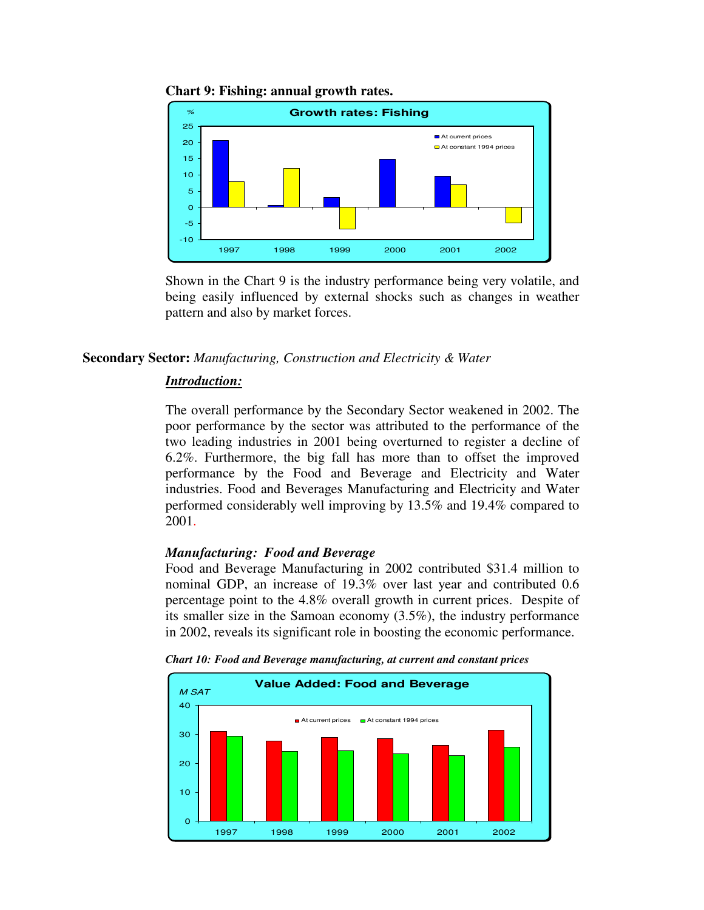**Chart 9: Fishing: annual growth rates.**

Shown in the Chart 9 is the industry performance being very volatile, and being easily influenced by external shocks such as changes in weather pattern and also by market forces.

**Secondary Sector:** *Manufacturing, Construction and Electricity & Water*

***Introduction:***

The overall performance by the Secondary Sector weakened in 2002. The poor performance by the sector was attributed to the performance of the two leading industries in 2001 being overturned to register a decline of 6.2%. Furthermore, the big fall has more than to offset the improved performance by the Food and Beverage and Electricity and Water industries. Food and Beverages Manufacturing and Electricity and Water performed considerably well improving by 13.5% and 19.4% compared to 2001.

***Manufacturing: Food and Beverage***

Food and Beverage Manufacturing in 2002 contributed $31.4 million to nominal GDP, an increase of 19.3% over last year and contributed 0.6 percentage point to the 4.8% overall growth in current prices. Despite of its smaller size in the Samoan economy (3.5%), the industry performance in 2002, reveals its significant role in boosting the economic performance.

***Chart 10: Food and Beverage manufacturing, at current and constant prices***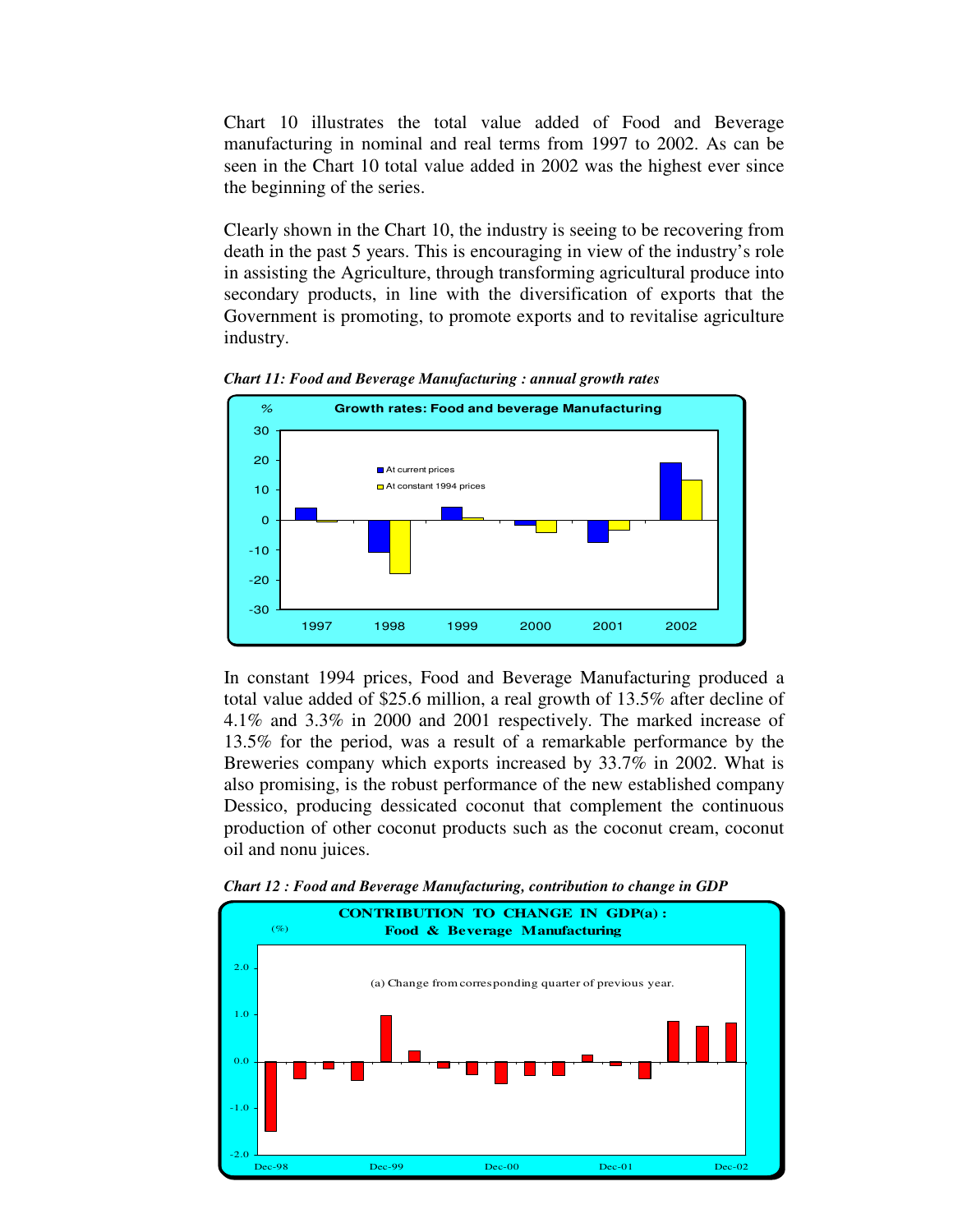Chart 10 illustrates the total value added of Food and Beverage manufacturing in nominal and real terms from 1997 to 2002. As can be seen in the Chart 10 total value added in 2002 was the highest ever since the beginning of the series.

Clearly shown in the Chart 10, the industry is seeing to be recovering from death in the past 5 years. This is encouraging in view of the industry's role in assisting the Agriculture, through transforming agricultural produce into secondary products, in line with the diversification of exports that the Government is promoting, to promote exports and to revitalise agriculture industry.

***Chart 11: Food and Beverage Manufacturing : annual growth rates***

In constant 1994 prices, Food and Beverage Manufacturing produced a total value added of $25.6 million, a real growth of 13.5% after decline of 4.1% and 3.3% in 2000 and 2001 respectively. The marked increase of 13.5% for the period, was a result of a remarkable performance by the Breweries company which exports increased by 33.7% in 2002. What is also promising, is the robust performance of the new established company Dessico, producing dessicated coconut that complement the continuous production of other coconut products such as the coconut cream, coconut oil and nonu juices.

***Chart 12 : Food and Beverage Manufacturing, contribution to change in GDP***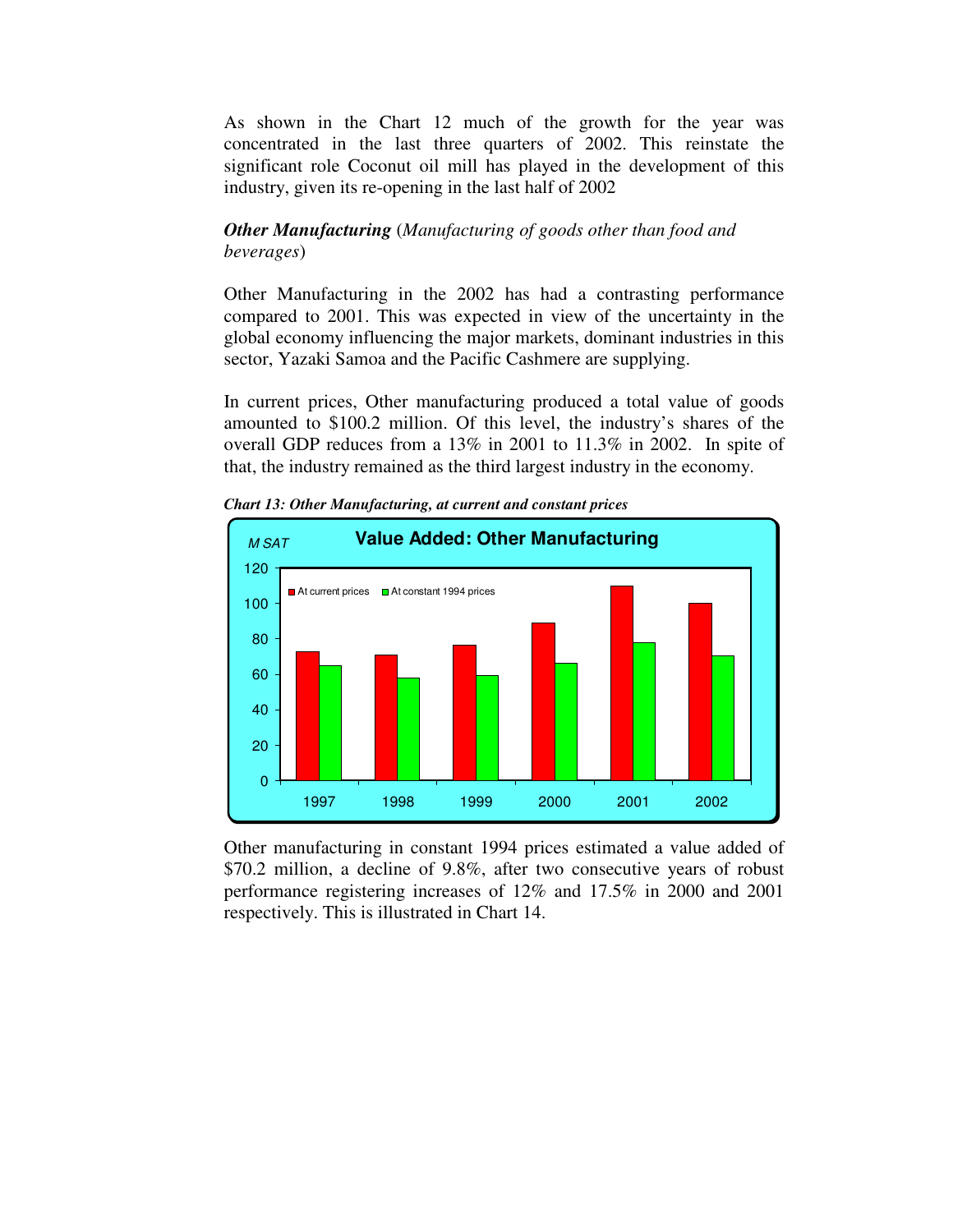As shown in the Chart 12 much of the growth for the year was concentrated in the last three quarters of 2002. This reinstate the significant role Coconut oil mill has played in the development of this industry, given its re-opening in the last half of 2002

***Other Manufacturing*** (*Manufacturing of goods other than food and beverages*)

Other Manufacturing in the 2002 has had a contrasting performance compared to 2001. This was expected in view of the uncertainty in the global economy influencing the major markets, dominant industries in this sector, Yazaki Samoa and the Pacific Cashmere are supplying.

In current prices, Other manufacturing produced a total value of goods amounted to $100.2 million. Of this level, the industry's shares of the overall GDP reduces from a 13% in 2001 to 11.3% in 2002. In spite of that, the industry remained as the third largest industry in the economy.

***Chart 13: Other Manufacturing, at current and constant prices***

Other manufacturing in constant 1994 prices estimated a value added of $70.2 million, a decline of 9.8%, after two consecutive years of robust performance registering increases of 12% and 17.5% in 2000 and 2001 respectively. This is illustrated in Chart 14.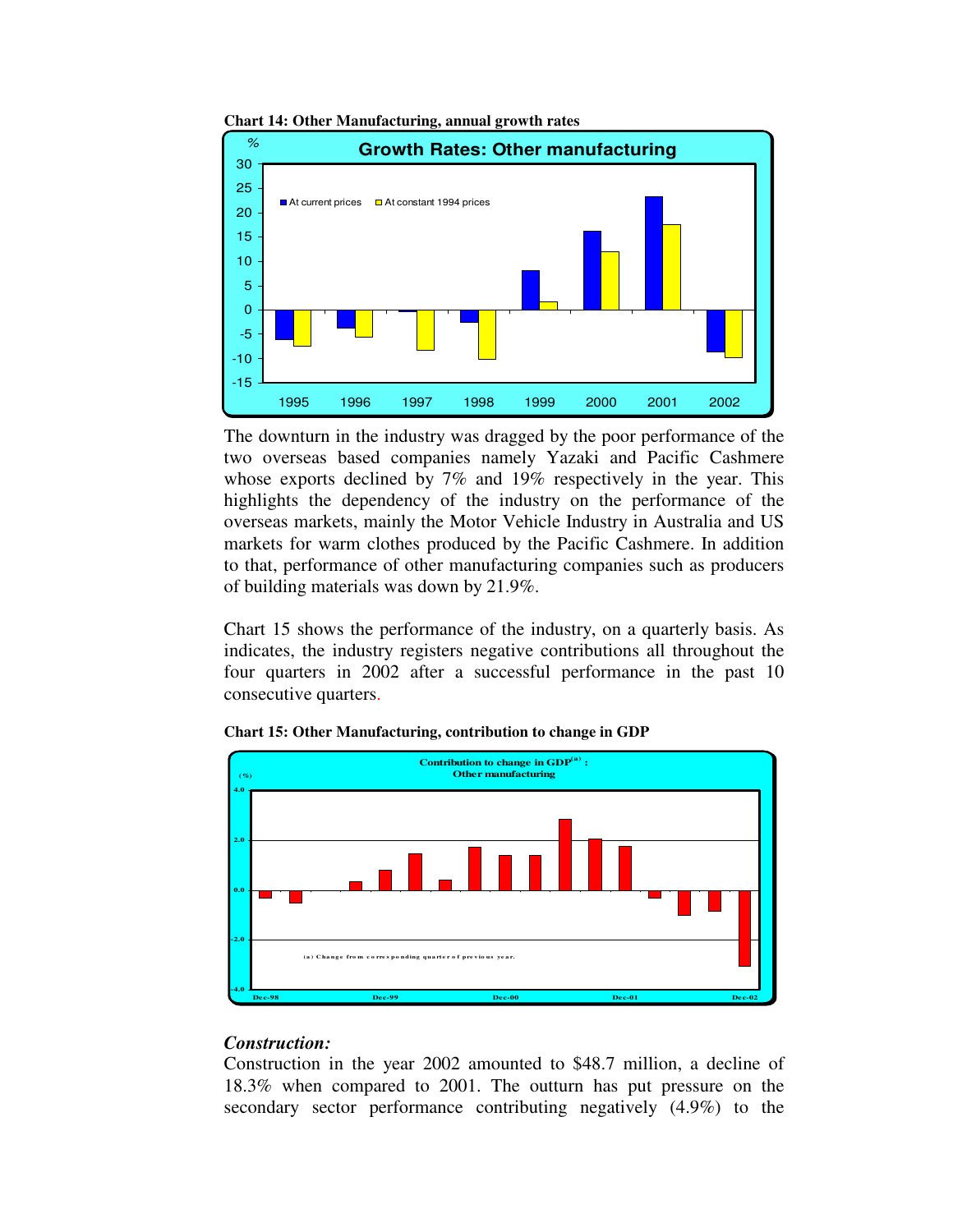**Chart 14: Other Manufacturing, annual growth rates**

The downturn in the industry was dragged by the poor performance of the two overseas based companies namely Yazaki and Pacific Cashmere whose exports declined by 7% and 19% respectively in the year. This highlights the dependency of the industry on the performance of the overseas markets, mainly the Motor Vehicle Industry in Australia and US markets for warm clothes produced by the Pacific Cashmere. In addition to that, performance of other manufacturing companies such as producers of building materials was down by 21.9%.

Chart 15 shows the performance of the industry, on a quarterly basis. As indicates, the industry registers negative contributions all throughout the four quarters in 2002 after a successful performance in the past 10 consecutive quarters.

**Chart 15: Other Manufacturing, contribution to change in GDP**

### *Construction:*

Construction in the year 2002 amounted to $48.7 million, a decline of 18.3% when compared to 2001. The outturn has put pressure on the secondary sector performance contributing negatively (4.9%) to the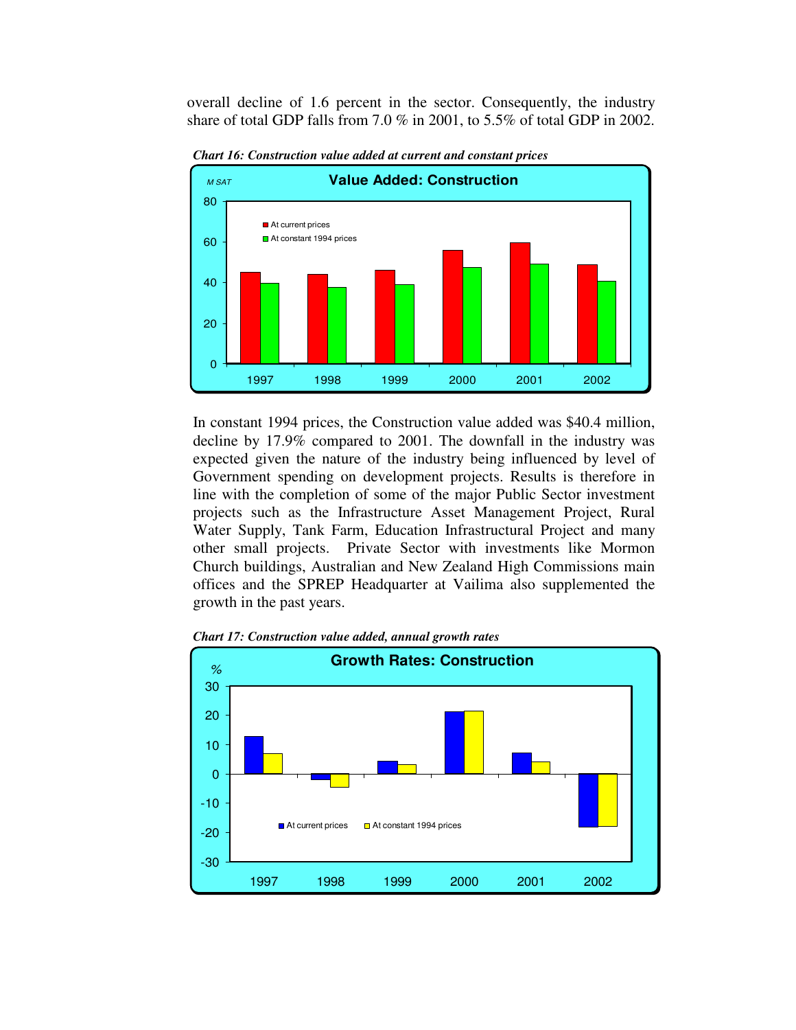overall decline of 1.6 percent in the sector. Consequently, the industry share of total GDP falls from 7.0 % in 2001, to 5.5% of total GDP in 2002.

***Chart 16: Construction value added at current and constant prices***

In constant 1994 prices, the Construction value added was $40.4 million, decline by 17.9% compared to 2001. The downfall in the industry was expected given the nature of the industry being influenced by level of Government spending on development projects. Results is therefore in line with the completion of some of the major Public Sector investment projects such as the Infrastructure Asset Management Project, Rural Water Supply, Tank Farm, Education Infrastructural Project and many other small projects. Private Sector with investments like Mormon Church buildings, Australian and New Zealand High Commissions main offices and the SPREP Headquarter at Vailima also supplemented the growth in the past years.

***Chart 17: Construction value added, annual growth rates***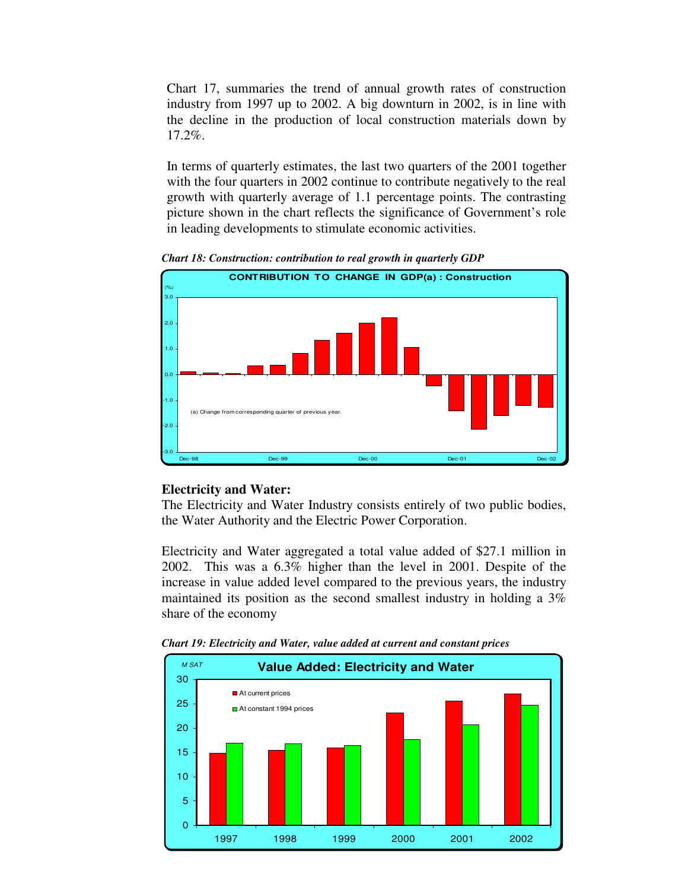Chart 17, summaries the trend of annual growth rates of construction industry from 1997 up to 2002. A big downturn in 2002, is in line with the decline in the production of local construction materials down by 17.2%.

In terms of quarterly estimates, the last two quarters of the 2001 together with the four quarters in 2002 continue to contribute negatively to the real growth with quarterly average of 1.1 percentage points. The contrasting picture shown in the chart reflects the significance of Government's role in leading developments to stimulate economic activities.

***Chart 18: Construction: contribution to real growth in quarterly GDP***

## Electricity and Water:

The Electricity and Water Industry consists entirely of two public bodies, the Water Authority and the Electric Power Corporation.

Electricity and Water aggregated a total value added of $27.1 million in 2002. This was a 6.3% higher than the level in 2001. Despite of the increase in value added level compared to the previous years, the industry maintained its position as the second smallest industry in holding a 3% share of the economy

***Chart 19: Electricity and Water, value added at current and constant prices***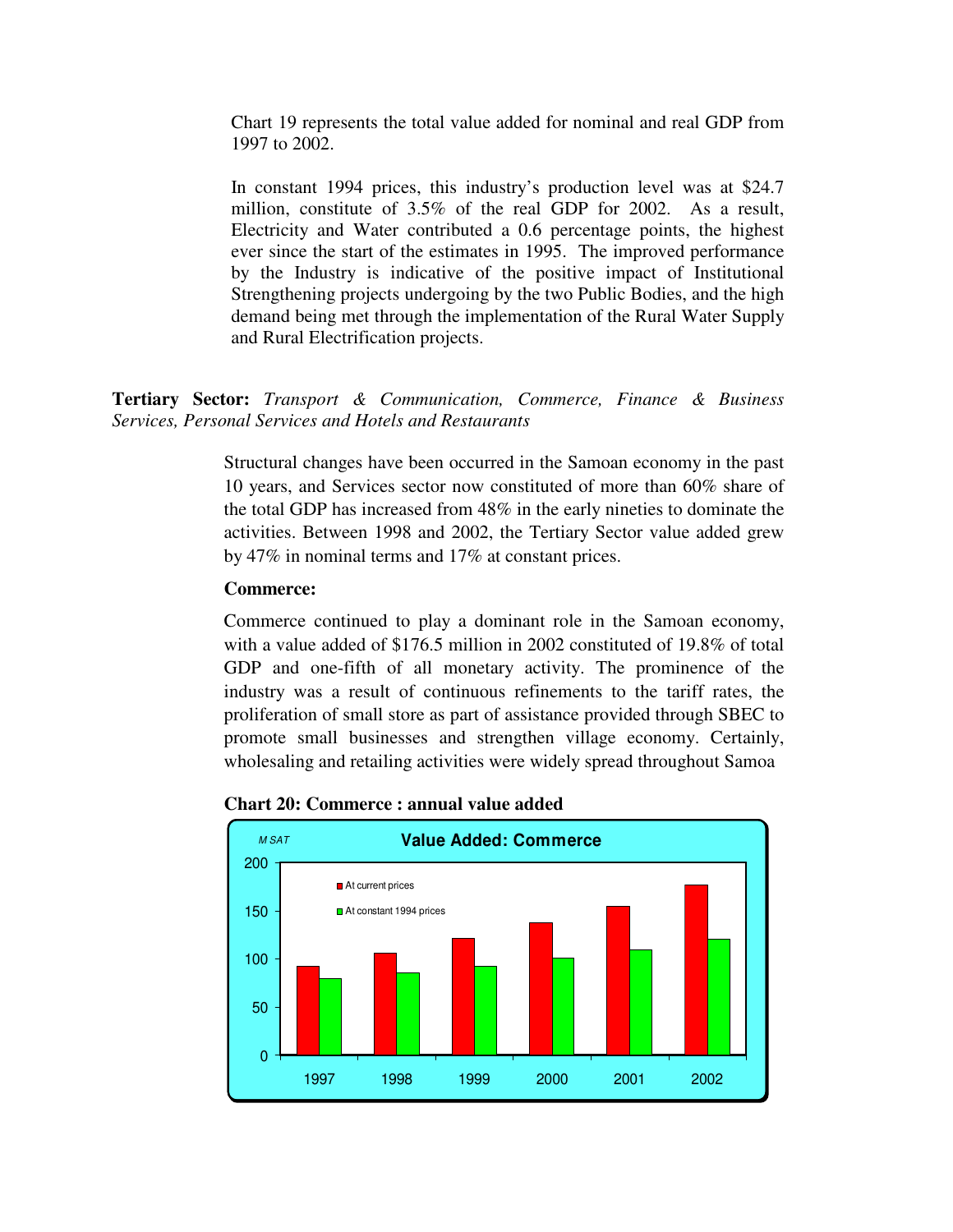Chart 19 represents the total value added for nominal and real GDP from 1997 to 2002.

In constant 1994 prices, this industry's production level was at $24.7 million, constitute of 3.5% of the real GDP for 2002. As a result, Electricity and Water contributed a 0.6 percentage points, the highest ever since the start of the estimates in 1995. The improved performance by the Industry is indicative of the positive impact of Institutional Strengthening projects undergoing by the two Public Bodies, and the high demand being met through the implementation of the Rural Water Supply and Rural Electrification projects.

**Tertiary Sector:** *Transport & Communication, Commerce, Finance & Business Services, Personal Services and Hotels and Restaurants*

Structural changes have been occurred in the Samoan economy in the past 10 years, and Services sector now constituted of more than 60% share of the total GDP has increased from 48% in the early nineties to dominate the activities. Between 1998 and 2002, the Tertiary Sector value added grew by 47% in nominal terms and 17% at constant prices.

**Commerce:**

Commerce continued to play a dominant role in the Samoan economy, with a value added of $176.5 million in 2002 constituted of 19.8% of total GDP and one-fifth of all monetary activity. The prominence of the industry was a result of continuous refinements to the tariff rates, the proliferation of small store as part of assistance provided through SBEC to promote small businesses and strengthen village economy. Certainly, wholesaling and retailing activities were widely spread throughout Samoa

**Chart 20: Commerce : annual value added**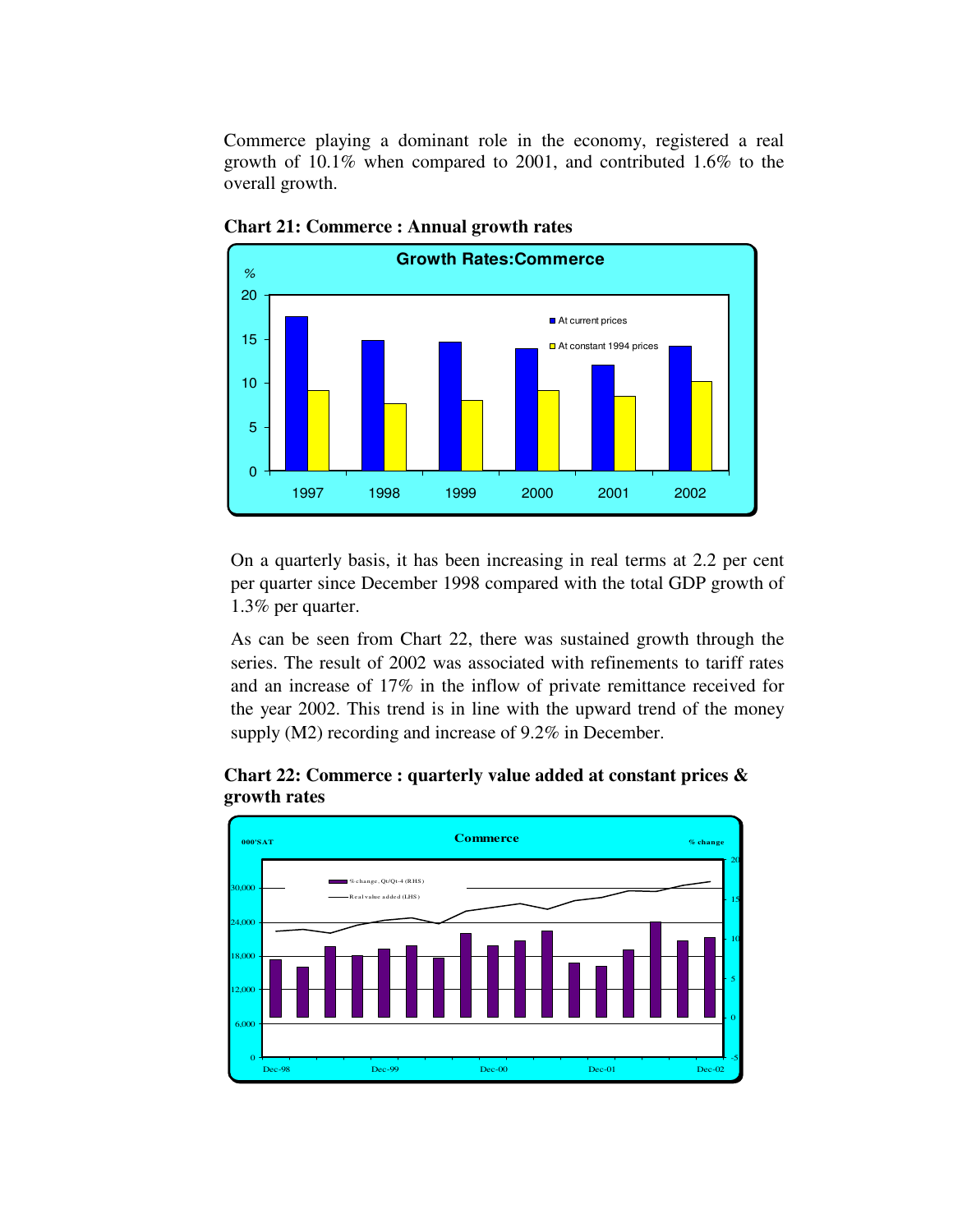Commerce playing a dominant role in the economy, registered a real growth of 10.1% when compared to 2001, and contributed 1.6% to the overall growth.

**Chart 21: Commerce : Annual growth rates**

On a quarterly basis, it has been increasing in real terms at 2.2 per cent per quarter since December 1998 compared with the total GDP growth of 1.3% per quarter.

As can be seen from Chart 22, there was sustained growth through the series. The result of 2002 was associated with refinements to tariff rates and an increase of 17% in the inflow of private remittance received for the year 2002. This trend is in line with the upward trend of the money supply (M2) recording and increase of 9.2% in December.

**Chart 22: Commerce : quarterly value added at constant prices & growth rates**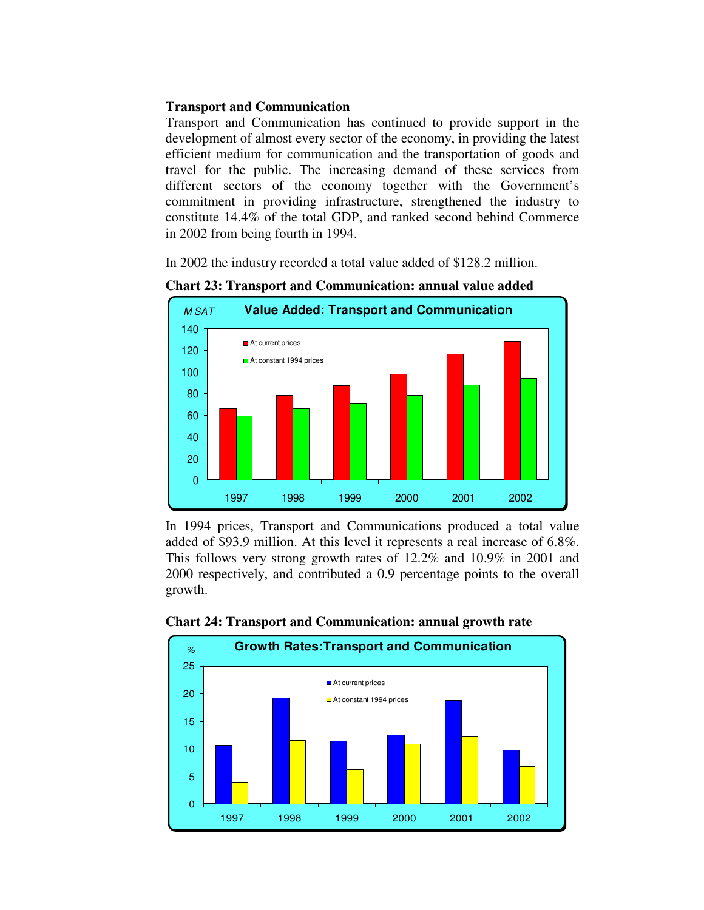**Transport and Communication**

Transport and Communication has continued to provide support in the development of almost every sector of the economy, in providing the latest efficient medium for communication and the transportation of goods and travel for the public. The increasing demand of these services from different sectors of the economy together with the Government's commitment in providing infrastructure, strengthened the industry to constitute 14.4% of the total GDP, and ranked second behind Commerce in 2002 from being fourth in 1994.

In 2002 the industry recorded a total value added of $128.2 million.

**Chart 23: Transport and Communication: annual value added**

In 1994 prices, Transport and Communications produced a total value added of $93.9 million. At this level it represents a real increase of 6.8%. This follows very strong growth rates of 12.2% and 10.9% in 2001 and 2000 respectively, and contributed a 0.9 percentage points to the overall growth.

**Chart 24: Transport and Communication: annual growth rate**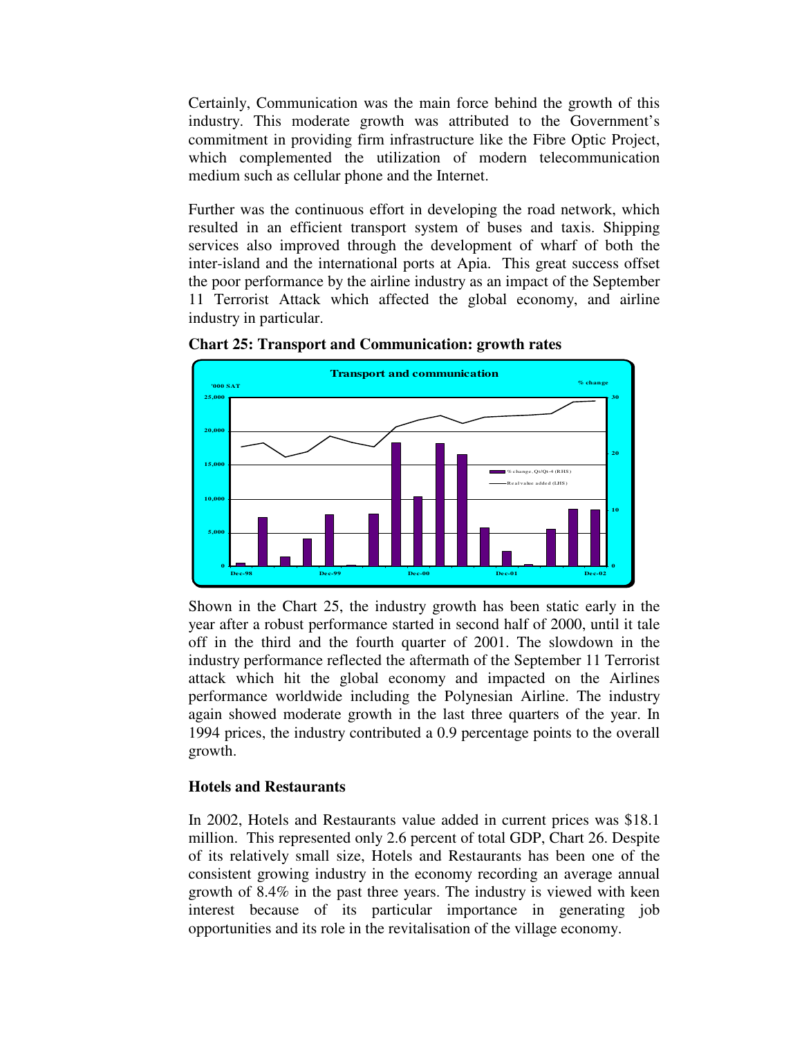Certainly, Communication was the main force behind the growth of this industry. This moderate growth was attributed to the Government's commitment in providing firm infrastructure like the Fibre Optic Project, which complemented the utilization of modern telecommunication medium such as cellular phone and the Internet.

Further was the continuous effort in developing the road network, which resulted in an efficient transport system of buses and taxis. Shipping services also improved through the development of wharf of both the inter-island and the international ports at Apia. This great success offset the poor performance by the airline industry as an impact of the September 11 Terrorist Attack which affected the global economy, and airline industry in particular.

**Chart 25: Transport and Communication: growth rates**

Shown in the Chart 25, the industry growth has been static early in the year after a robust performance started in second half of 2000, until it tale off in the third and the fourth quarter of 2001. The slowdown in the industry performance reflected the aftermath of the September 11 Terrorist attack which hit the global economy and impacted on the Airlines performance worldwide including the Polynesian Airline. The industry again showed moderate growth in the last three quarters of the year. In 1994 prices, the industry contributed a 0.9 percentage points to the overall growth.

## Hotels and Restaurants

In 2002, Hotels and Restaurants value added in current prices was $18.1 million. This represented only 2.6 percent of total GDP, Chart 26. Despite of its relatively small size, Hotels and Restaurants has been one of the consistent growing industry in the economy recording an average annual growth of 8.4% in the past three years. The industry is viewed with keen interest because of its particular importance in generating job opportunities and its role in the revitalisation of the village economy.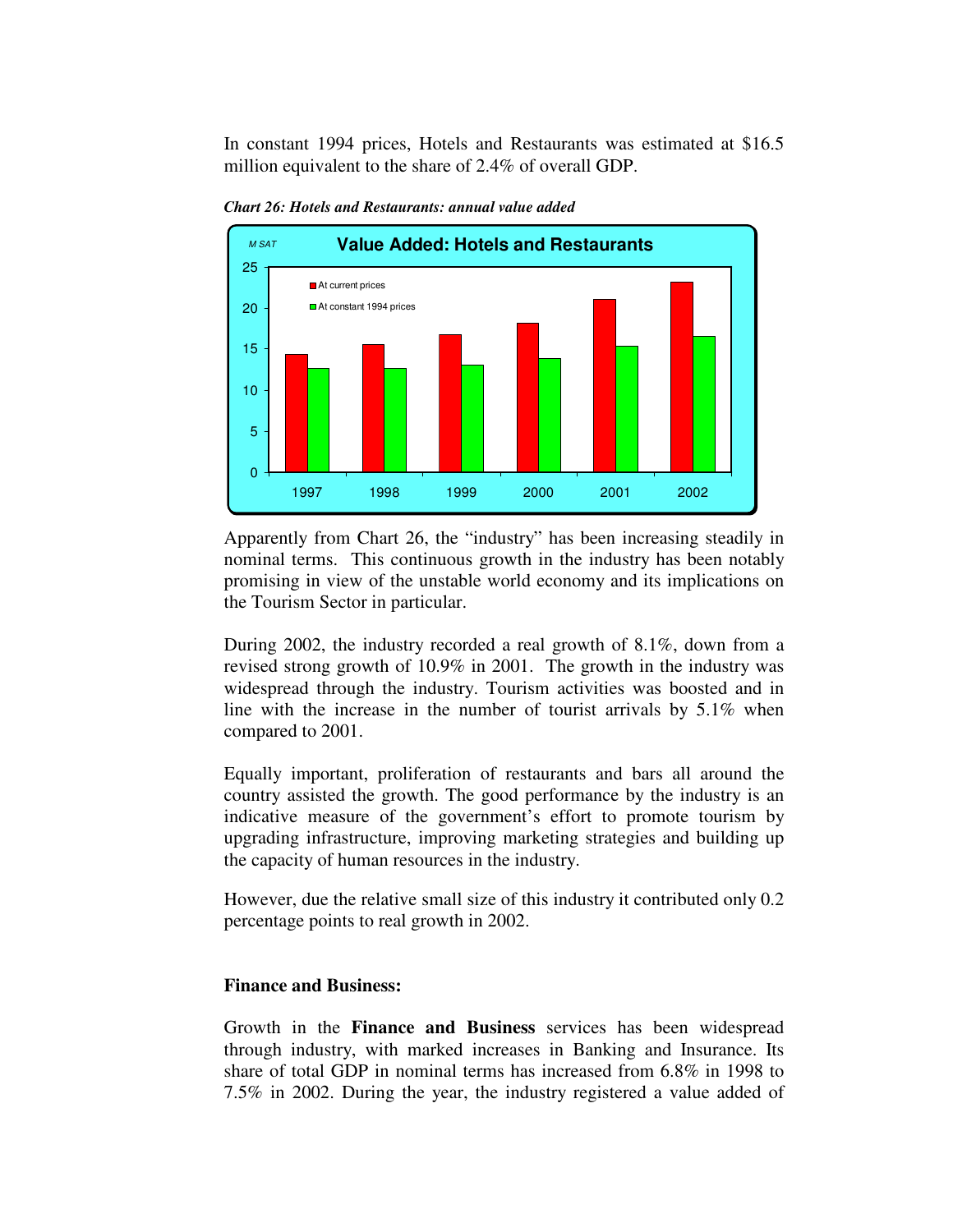In constant 1994 prices, Hotels and Restaurants was estimated at $16.5 million equivalent to the share of 2.4% of overall GDP.

***Chart 26: Hotels and Restaurants: annual value added***

Apparently from Chart 26, the "industry" has been increasing steadily in nominal terms. This continuous growth in the industry has been notably promising in view of the unstable world economy and its implications on the Tourism Sector in particular.

During 2002, the industry recorded a real growth of 8.1%, down from a revised strong growth of 10.9% in 2001. The growth in the industry was widespread through the industry. Tourism activities was boosted and in line with the increase in the number of tourist arrivals by 5.1% when compared to 2001.

Equally important, proliferation of restaurants and bars all around the country assisted the growth. The good performance by the industry is an indicative measure of the government's effort to promote tourism by upgrading infrastructure, improving marketing strategies and building up the capacity of human resources in the industry.

However, due the relative small size of this industry it contributed only 0.2 percentage points to real growth in 2002.

**Finance and Business:**

Growth in the **Finance and Business** services has been widespread through industry, with marked increases in Banking and Insurance. Its share of total GDP in nominal terms has increased from 6.8% in 1998 to 7.5% in 2002. During the year, the industry registered a value added of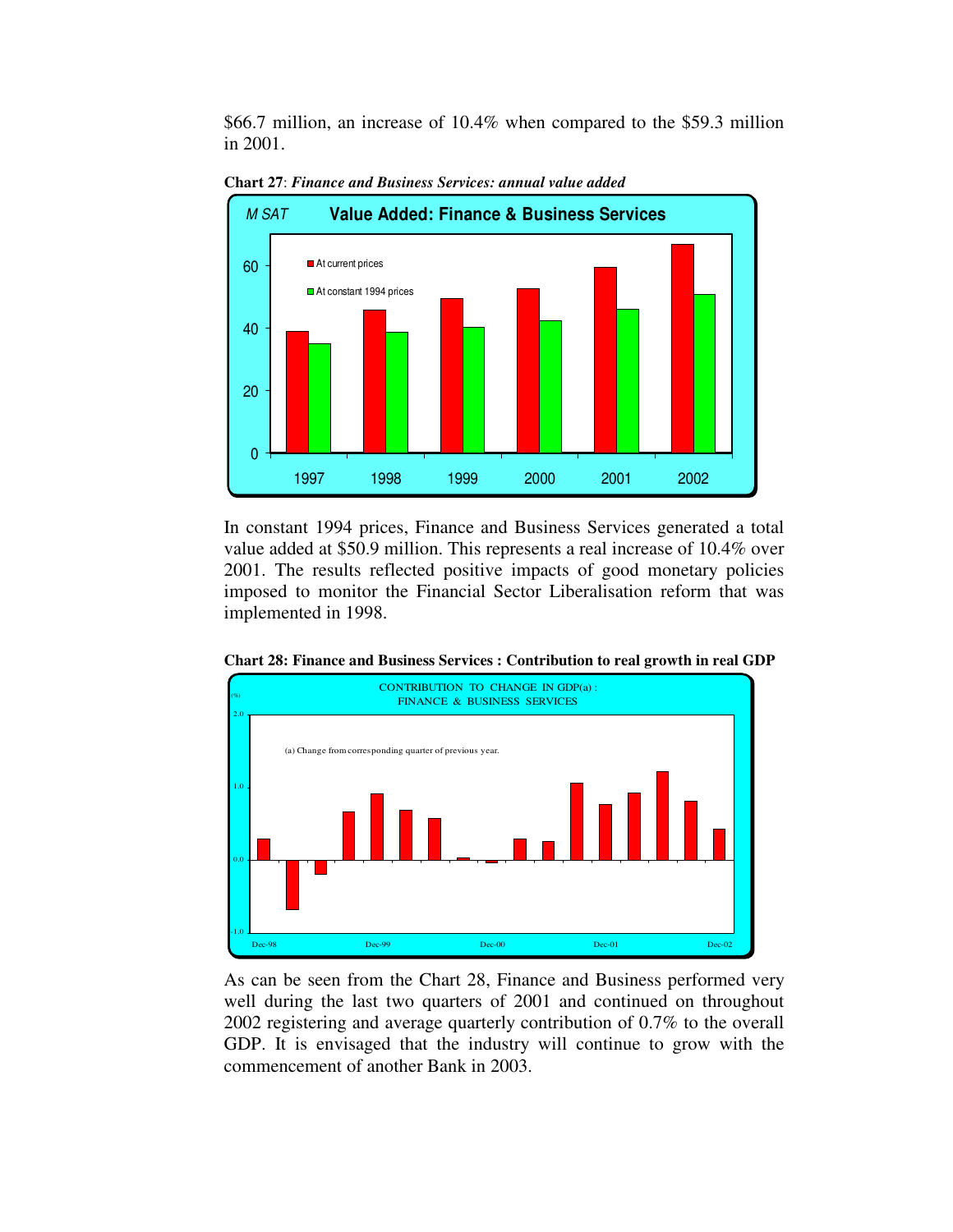$66.7 million, an increase of 10.4% when compared to the $59.3 million in 2001.

**Chart 27**: ***Finance and Business Services: annual value added***

In constant 1994 prices, Finance and Business Services generated a total value added at $50.9 million. This represents a real increase of 10.4% over 2001. The results reflected positive impacts of good monetary policies imposed to monitor the Financial Sector Liberalisation reform that was implemented in 1998.

**Chart 28: Finance and Business Services : Contribution to real growth in real GDP**

As can be seen from the Chart 28, Finance and Business performed very well during the last two quarters of 2001 and continued on throughout 2002 registering and average quarterly contribution of 0.7% to the overall GDP. It is envisaged that the industry will continue to grow with the commencement of another Bank in 2003.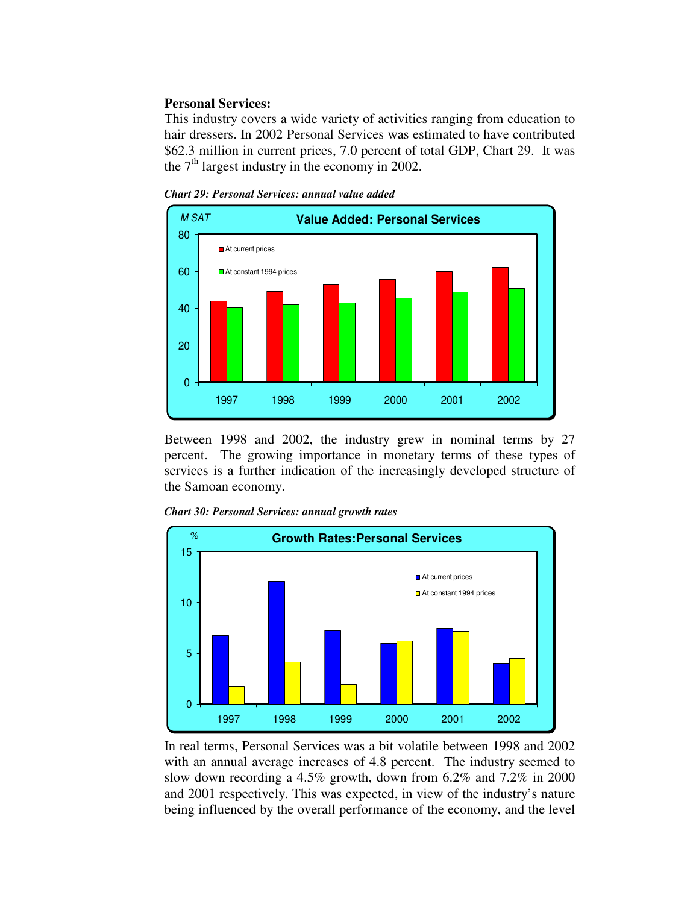**Personal Services:**

This industry covers a wide variety of activities ranging from education to hair dressers. In 2002 Personal Services was estimated to have contributed \$62.3 million in current prices, 7.0 percent of total GDP, Chart 29. It was the 7th largest industry in the economy in 2002.

*Chart 29: Personal Services: annual value added*

Between 1998 and 2002, the industry grew in nominal terms by 27 percent. The growing importance in monetary terms of these types of services is a further indication of the increasingly developed structure of the Samoan economy.

*Chart 30: Personal Services: annual growth rates*

In real terms, Personal Services was a bit volatile between 1998 and 2002 with an annual average increases of 4.8 percent. The industry seemed to slow down recording a 4.5% growth, down from 6.2% and 7.2% in 2000 and 2001 respectively. This was expected, in view of the industry's nature being influenced by the overall performance of the economy, and the level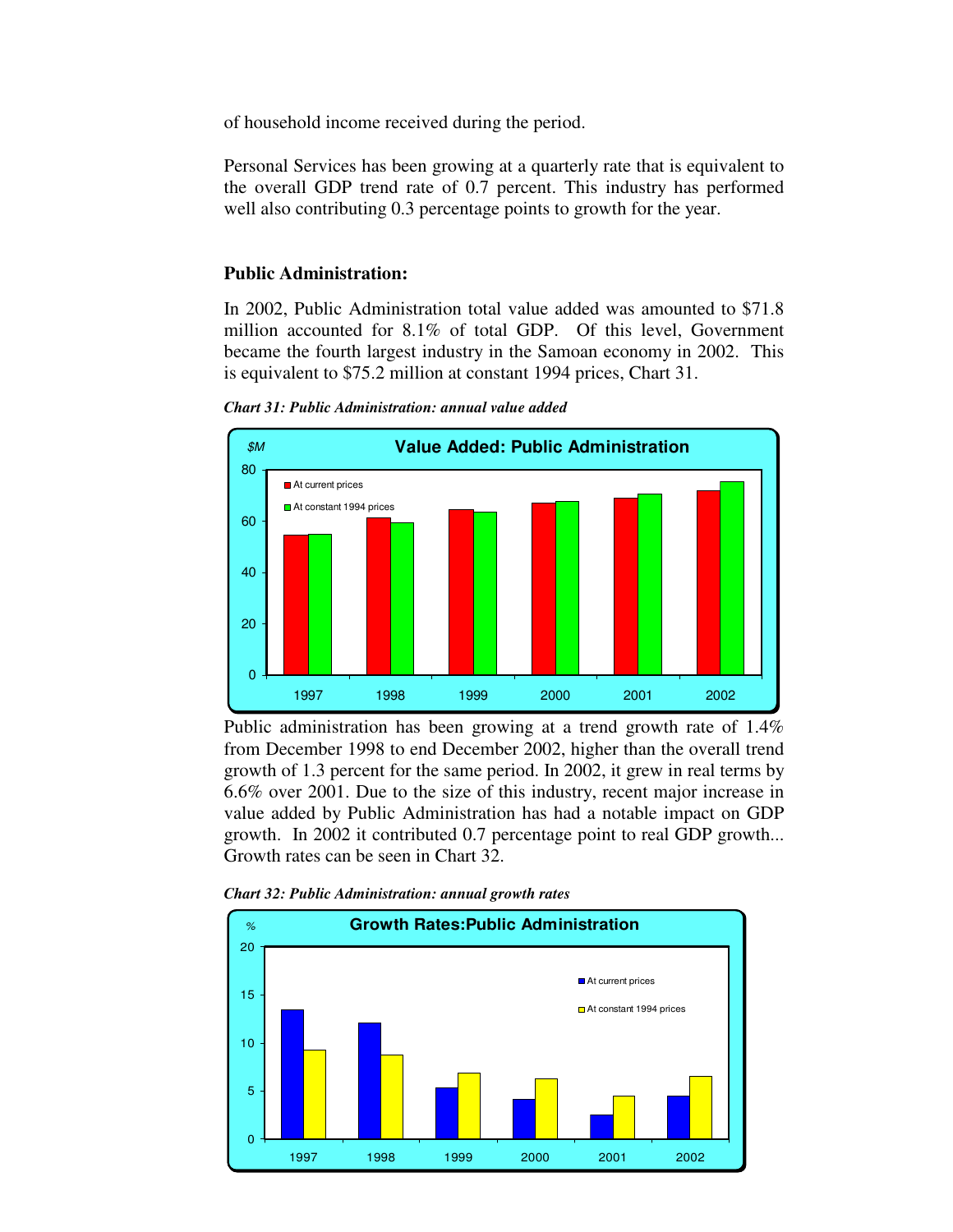of household income received during the period.

Personal Services has been growing at a quarterly rate that is equivalent to the overall GDP trend rate of 0.7 percent. This industry has performed well also contributing 0.3 percentage points to growth for the year.

### Public Administration:

In 2002, Public Administration total value added was amounted to $71.8 million accounted for 8.1% of total GDP. Of this level, Government became the fourth largest industry in the Samoan economy in 2002. This is equivalent to $75.2 million at constant 1994 prices, Chart 31.

***Chart 31: Public Administration: annual value added***

Public administration has been growing at a trend growth rate of 1.4% from December 1998 to end December 2002, higher than the overall trend growth of 1.3 percent for the same period. In 2002, it grew in real terms by 6.6% over 2001. Due to the size of this industry, recent major increase in value added by Public Administration has had a notable impact on GDP growth. In 2002 it contributed 0.7 percentage point to real GDP growth... Growth rates can be seen in Chart 32.

***Chart 32: Public Administration: annual growth rates***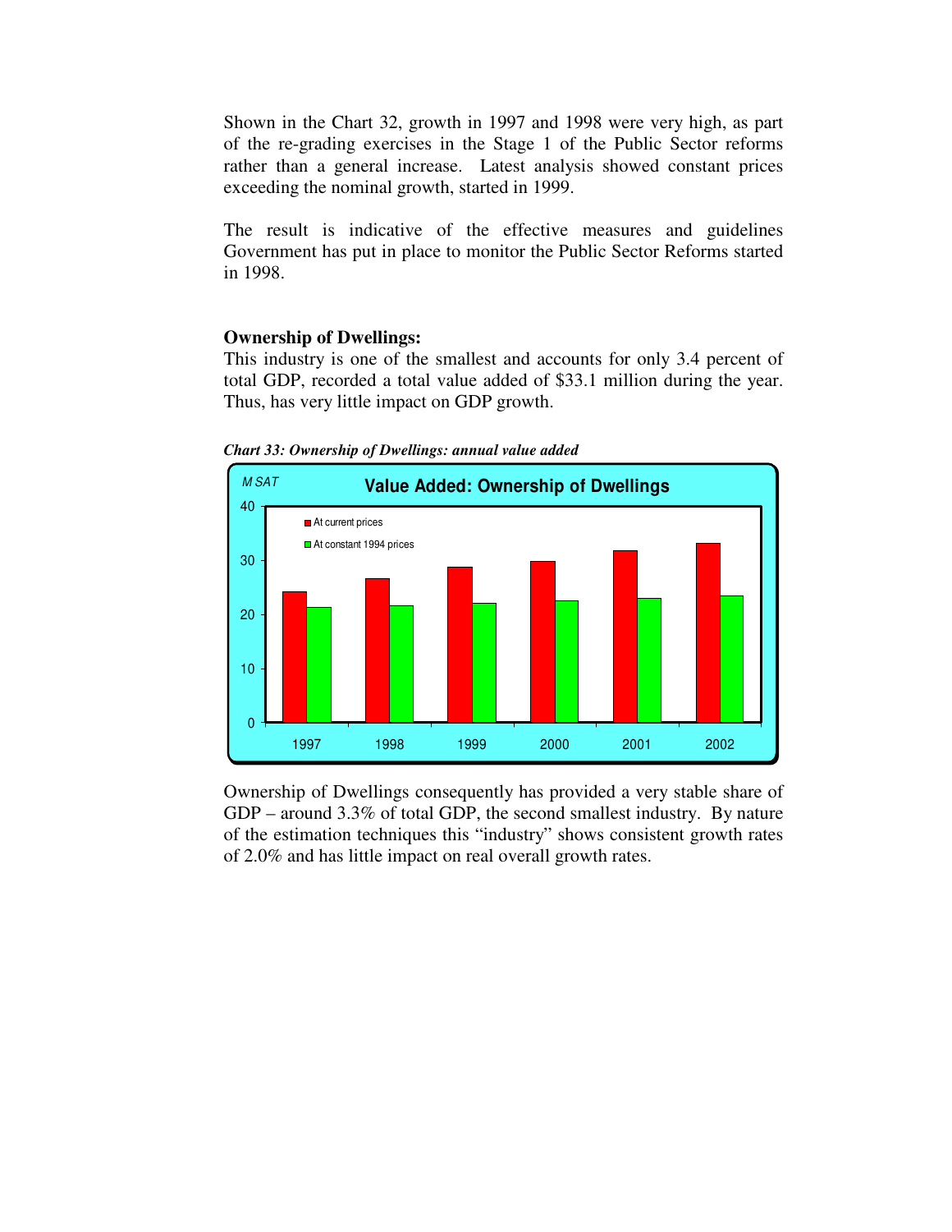Shown in the Chart 32, growth in 1997 and 1998 were very high, as part of the re-grading exercises in the Stage 1 of the Public Sector reforms rather than a general increase. Latest analysis showed constant prices exceeding the nominal growth, started in 1999.

The result is indicative of the effective measures and guidelines Government has put in place to monitor the Public Sector Reforms started in 1998.

**Ownership of Dwellings:**

This industry is one of the smallest and accounts for only 3.4 percent of total GDP, recorded a total value added of $33.1 million during the year. Thus, has very little impact on GDP growth.

***Chart 33: Ownership of Dwellings: annual value added***

M SAT

Value Added: Ownership of Dwellings

At current prices

At constant 1994 prices

40

30

20

10

0

1997 1998 1999 2000 2001 2002

Ownership of Dwellings consequently has provided a very stable share of GDP – around 3.3% of total GDP, the second smallest industry. By nature of the estimation techniques this "industry" shows consistent growth rates of 2.0% and has little impact on real overall growth rates.